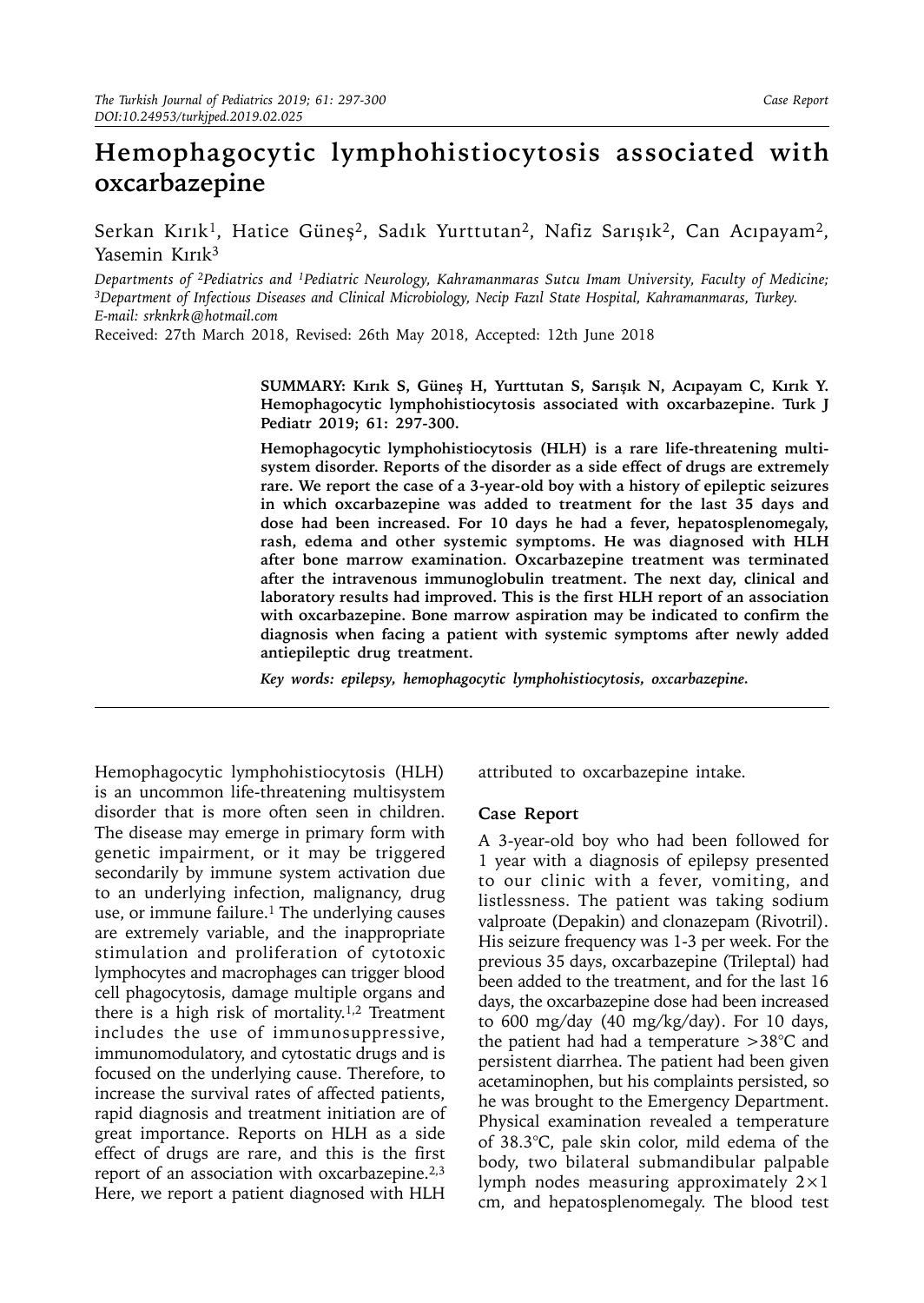# Hemophagocytic lymphohistiocytosis associated with oxcarbazepine

Serkan Kırık[1], Hatice Güneş[2], Sadık Yurttutan[2], Nafiz Sarışık[2], Can Acıpayam[2], Yasemin Kırık[3]

*Departments of [2]Pediatrics and [1]Pediatric Neurology, Kahramanmaras Sutcu Imam University, Faculty of Medicine; [3]Department of Infectious Diseases and Clinical Microbiology, Necip Fazıl State Hospital, Kahramanmaras, Turkey. E-mail: srknkrk@hotmail.com*

Received: 27th March 2018, Revised: 26th May 2018, Accepted: 12th June 2018

**SUMMARY: Kırık S, Güneş H, Yurttutan S, Sarışık N, Acıpayam C, Kırık Y. Hemophagocytic lymphohistiocytosis associated with oxcarbazepine. Turk J Pediatr 2019; 61: 297-300.**

**Hemophagocytic lymphohistiocytosis (HLH) is a rare life-threatening multisystem disorder. Reports of the disorder as a side effect of drugs are extremely rare. We report the case of a 3-year-old boy with a history of epileptic seizures in which oxcarbazepine was added to treatment for the last 35 days and dose had been increased. For 10 days he had a fever, hepatosplenomegaly, rash, edema and other systemic symptoms. He was diagnosed with HLH after bone marrow examination. Oxcarbazepine treatment was terminated after the intravenous immunoglobulin treatment. The next day, clinical and laboratory results had improved. This is the first HLH report of an association with oxcarbazepine. Bone marrow aspiration may be indicated to confirm the diagnosis when facing a patient with systemic symptoms after newly added antiepileptic drug treatment.**

***Key words: epilepsy, hemophagocytic lymphohistiocytosis, oxcarbazepine.***

Hemophagocytic lymphohistiocytosis (HLH) is an uncommon life-threatening multisystem disorder that is more often seen in children. The disease may emerge in primary form with genetic impairment, or it may be triggered secondarily by immune system activation due to an underlying infection, malignancy, drug use, or immune failure.[1] The underlying causes are extremely variable, and the inappropriate stimulation and proliferation of cytotoxic lymphocytes and macrophages can trigger blood cell phagocytosis, damage multiple organs and there is a high risk of mortality.[1,2] Treatment includes the use of immunosuppressive, immunomodulatory, and cytostatic drugs and is focused on the underlying cause. Therefore, to increase the survival rates of affected patients, rapid diagnosis and treatment initiation are of great importance. Reports on HLH as a side effect of drugs are rare, and this is the first report of an association with oxcarbazepine.[2,3] Here, we report a patient diagnosed with HLH attributed to oxcarbazepine intake.

## Case Report

A 3-year-old boy who had been followed for 1 year with a diagnosis of epilepsy presented to our clinic with a fever, vomiting, and listlessness. The patient was taking sodium valproate (Depakin) and clonazepam (Rivotril). His seizure frequency was 1-3 per week. For the previous 35 days, oxcarbazepine (Trileptal) had been added to the treatment, and for the last 16 days, the oxcarbazepine dose had been increased to 600 mg/day (40 mg/kg/day). For 10 days, the patient had had a temperature >38°C and persistent diarrhea. The patient had been given acetaminophen, but his complaints persisted, so he was brought to the Emergency Department. Physical examination revealed a temperature of 38.3°C, pale skin color, mild edema of the body, two bilateral submandibular palpable lymph nodes measuring approximately 2×1 cm, and hepatosplenomegaly. The blood test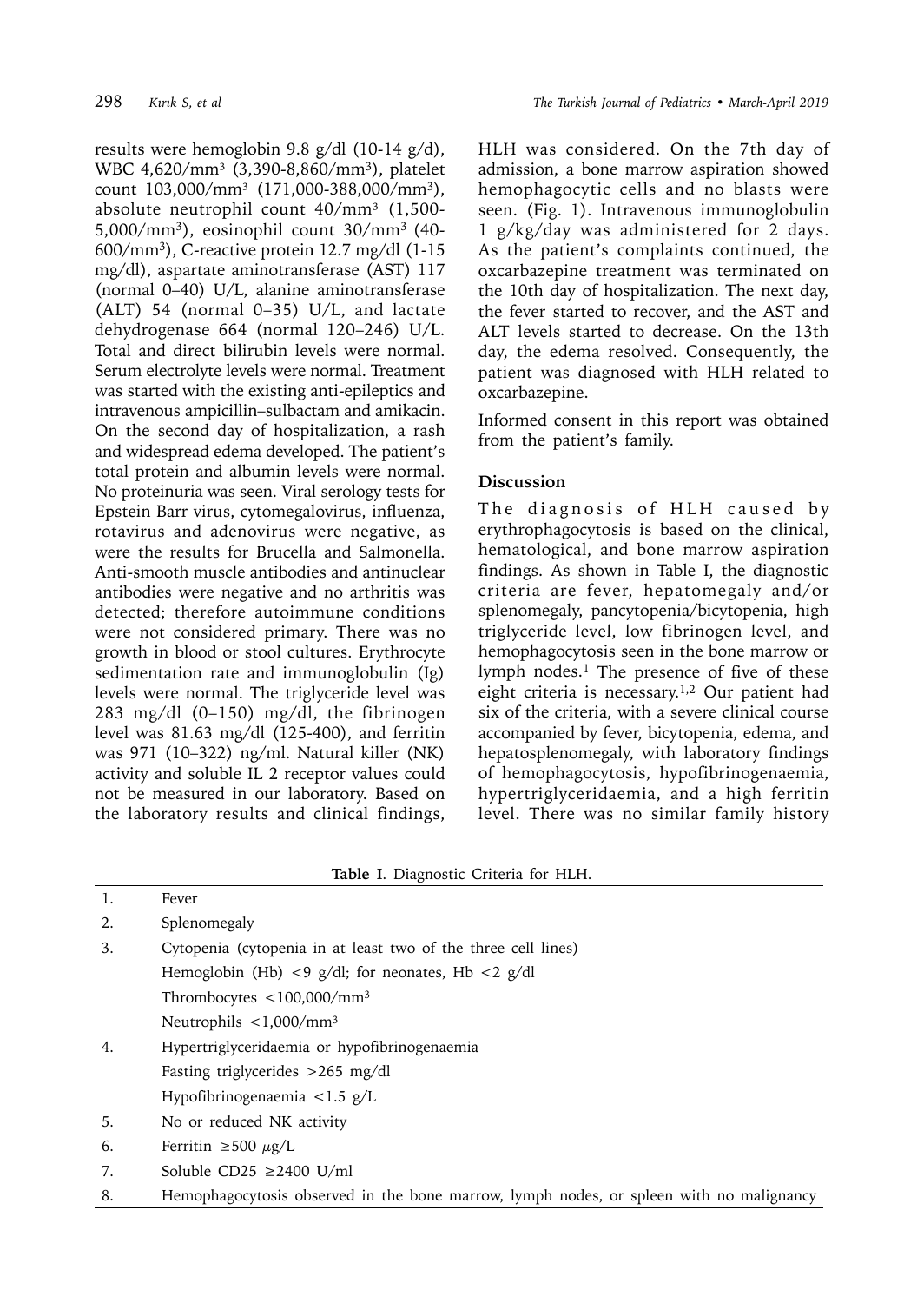results were hemoglobin 9.8 g/dl (10-14 g/dl), WBC 4,620/mm$^3$ (3,390-8,860/mm$^3$), platelet count 103,000/mm$^3$ (171,000-388,000/mm$^3$), absolute neutrophil count 40/mm$^3$ (1,500-5,000/mm$^3$), eosinophil count 30/mm$^3$ (40-600/mm$^3$), C-reactive protein 12.7 mg/dl (1-15 mg/dl), aspartate aminotransferase (AST) 117 (normal 0–40) U/L, alanine aminotransferase (ALT) 54 (normal 0–35) U/L, and lactate dehydrogenase 664 (normal 120–246) U/L. Total and direct bilirubin levels were normal. Serum electrolyte levels were normal. Treatment was started with the existing anti-epileptics and intravenous ampicillin–sulbactam and amikacin. On the second day of hospitalization, a rash and widespread edema developed. The patient's total protein and albumin levels were normal. No proteinuria was seen. Viral serology tests for Epstein Barr virus, cytomegalovirus, influenza, rotavirus and adenovirus were negative, as were the results for Brucella and Salmonella. Anti-smooth muscle antibodies and antinuclear antibodies were negative and no arthritis was detected; therefore autoimmune conditions were not considered primary. There was no growth in blood or stool cultures. Erythrocyte sedimentation rate and immunoglobulin (Ig) levels were normal. The triglyceride level was 283 mg/dl (0–150) mg/dl, the fibrinogen level was 81.63 mg/dl (125-400), and ferritin was 971 (10–322) ng/ml. Natural killer (NK) activity and soluble IL 2 receptor values could not be measured in our laboratory. Based on the laboratory results and clinical findings, HLH was considered. On the 7th day of admission, a bone marrow aspiration showed hemophagocytic cells and no blasts were seen. (Fig. 1). Intravenous immunoglobulin 1 g/kg/day was administered for 2 days. As the patient's complaints continued, the oxcarbazepine treatment was terminated on the 10th day of hospitalization. The next day, the fever started to recover, and the AST and ALT levels started to decrease. On the 13th day, the edema resolved. Consequently, the patient was diagnosed with HLH related to oxcarbazepine.

Informed consent in this report was obtained from the patient's family.

## Discussion

The diagnosis of HLH caused by erythrophagocytosis is based on the clinical, hematological, and bone marrow aspiration findings. As shown in Table I, the diagnostic criteria are fever, hepatomegaly and/or splenomegaly, pancytopenia/bicytopenia, high triglyceride level, low fibrinogen level, and hemophagocytosis seen in the bone marrow or lymph nodes.[1] The presence of five of these eight criteria is necessary.[1,2] Our patient had six of the criteria, with a severe clinical course accompanied by fever, bicytopenia, edema, and hepatosplenomegaly, with laboratory findings of hemophagocytosis, hypofibrinogenaemia, hypertriglyceridaemia, and a high ferritin level. There was no similar family history

**Table I**. Diagnostic Criteria for HLH.

| | |
|---|---|
| 1. | Fever |
| 2. | Splenomegaly |
| 3. | Cytopenia (cytopenia in at least two of the three cell lines) |
| | Hemoglobin (Hb) <9 g/dl; for neonates, Hb <2 g/dl |
| | Thrombocytes <100,000/mm$^3$ |
| | Neutrophils <1,000/mm$^3$ |
| 4. | Hypertriglyceridaemia or hypofibrinogenaemia |
| | Fasting triglycerides >265 mg/dl |
| | Hypofibrinogenaemia <1.5 g/L |
| 5. | No or reduced NK activity |
| 6. | Ferritin ≥500 μg/L |
| 7. | Soluble CD25 ≥2400 U/ml |
| 8. | Hemophagocytosis observed in the bone marrow, lymph nodes, or spleen with no malignancy |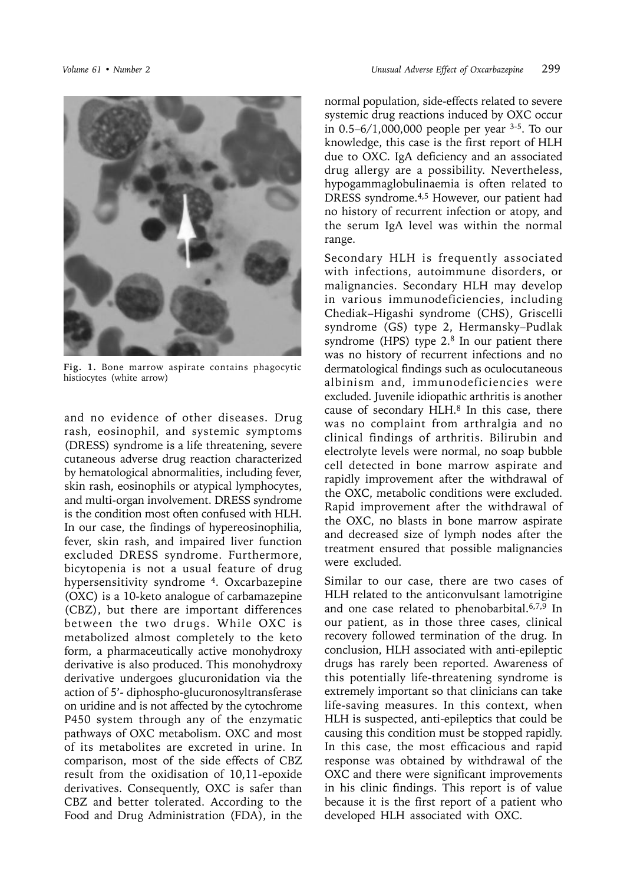Fig. 1. Bone marrow aspirate contains phagocytic histiocytes (white arrow)

and no evidence of other diseases. Drug rash, eosinophil, and systemic symptoms (DRESS) syndrome is a life threatening, severe cutaneous adverse drug reaction characterized by hematological abnormalities, including fever, skin rash, eosinophils or atypical lymphocytes, and multi-organ involvement. DRESS syndrome is the condition most often confused with HLH. In our case, the findings of hypereosinophilia, fever, skin rash, and impaired liver function excluded DRESS syndrome. Furthermore, bicytopenia is not a usual feature of drug hypersensitivity syndrome [4]. Oxcarbazepine (OXC) is a 10-keto analogue of carbamazepine (CBZ), but there are important differences between the two drugs. While OXC is metabolized almost completely to the keto form, a pharmaceutically active monohydroxy derivative is also produced. This monohydroxy derivative undergoes glucuronidation via the action of 5'- diphospho-glucuronosyltransferase on uridine and is not affected by the cytochrome P450 system through any of the enzymatic pathways of OXC metabolism. OXC and most of its metabolites are excreted in urine. In comparison, most of the side effects of CBZ result from the oxidisation of 10,11-epoxide derivatives. Consequently, OXC is safer than CBZ and better tolerated. According to the Food and Drug Administration (FDA), in the normal population, side-effects related to severe systemic drug reactions induced by OXC occur in 0.5–6/1,000,000 people per year [3-5]. To our knowledge, this case is the first report of HLH due to OXC. IgA deficiency and an associated drug allergy are a possibility. Nevertheless, hypogammaglobulinaemia is often related to DRESS syndrome.[4,5] However, our patient had no history of recurrent infection or atopy, and the serum IgA level was within the normal range.

Secondary HLH is frequently associated with infections, autoimmune disorders, or malignancies. Secondary HLH may develop in various immunodeficiencies, including Chediak–Higashi syndrome (CHS), Griscelli syndrome (GS) type 2, Hermansky–Pudlak syndrome (HPS) type 2.[8] In our patient there was no history of recurrent infections and no dermatological findings such as oculocutaneous albinism and, immunodeficiencies were excluded. Juvenile idiopathic arthritis is another cause of secondary HLH.[8] In this case, there was no complaint from arthralgia and no clinical findings of arthritis. Bilirubin and electrolyte levels were normal, no soap bubble cell detected in bone marrow aspirate and rapidly improvement after the withdrawal of the OXC, metabolic conditions were excluded. Rapid improvement after the withdrawal of the OXC, no blasts in bone marrow aspirate and decreased size of lymph nodes after the treatment ensured that possible malignancies were excluded.

Similar to our case, there are two cases of HLH related to the anticonvulsant lamotrigine and one case related to phenobarbital.[6,7,9] In our patient, as in those three cases, clinical recovery followed termination of the drug. In conclusion, HLH associated with anti-epileptic drugs has rarely been reported. Awareness of this potentially life-threatening syndrome is extremely important so that clinicians can take life-saving measures. In this context, when HLH is suspected, anti-epileptics that could be causing this condition must be stopped rapidly. In this case, the most efficacious and rapid response was obtained by withdrawal of the OXC and there were significant improvements in his clinic findings. This report is of value because it is the first report of a patient who developed HLH associated with OXC.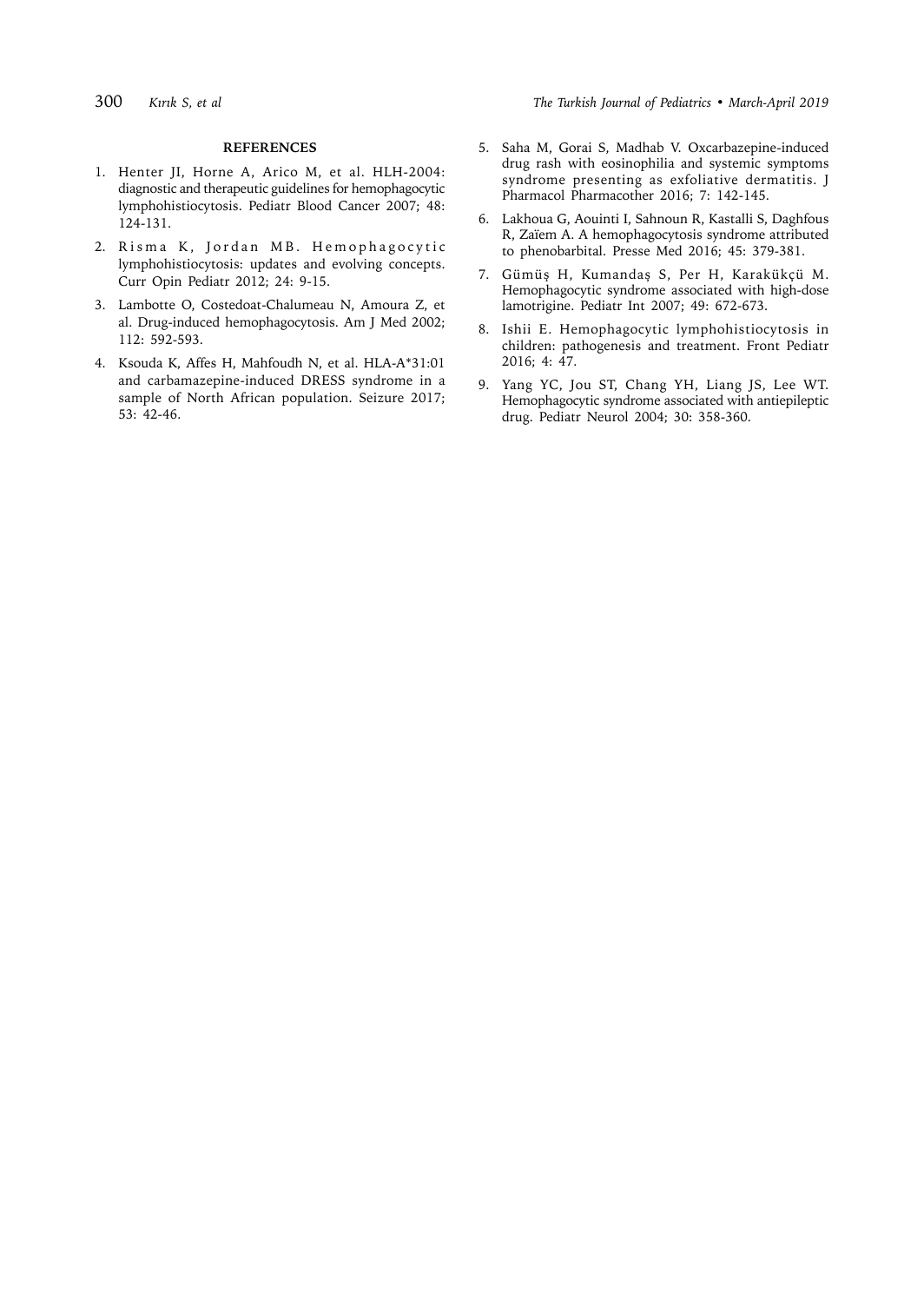## REFERENCES

1. Henter JI, Horne A, Arico M, et al. HLH-2004: diagnostic and therapeutic guidelines for hemophagocytic lymphohistiocytosis. Pediatr Blood Cancer 2007; 48: 124-131.
2. Risma K, Jordan MB. Hemophagocytic lymphohistiocytosis: updates and evolving concepts. Curr Opin Pediatr 2012; 24: 9-15.
3. Lambotte O, Costedoat-Chalumeau N, Amoura Z, et al. Drug-induced hemophagocytosis. Am J Med 2002; 112: 592-593.
4. Ksouda K, Affes H, Mahfoudh N, et al. HLA-A*31:01 and carbamazepine-induced DRESS syndrome in a sample of North African population. Seizure 2017; 53: 42-46.
5. Saha M, Gorai S, Madhab V. Oxcarbazepine-induced drug rash with eosinophilia and systemic symptoms syndrome presenting as exfoliative dermatitis. J Pharmacol Pharmacother 2016; 7: 142-145.
6. Lakhoua G, Aouinti I, Sahnoun R, Kastalli S, Daghfous R, Zaïem A. A hemophagocytosis syndrome attributed to phenobarbital. Presse Med 2016; 45: 379-381.
7. Gümüş H, Kumandaş S, Per H, Karakükçü M. Hemophagocytic syndrome associated with high-dose lamotrigine. Pediatr Int 2007; 49: 672-673.
8. Ishii E. Hemophagocytic lymphohistiocytosis in children: pathogenesis and treatment. Front Pediatr 2016; 4: 47.
9. Yang YC, Jou ST, Chang YH, Liang JS, Lee WT. Hemophagocytic syndrome associated with antiepileptic drug. Pediatr Neurol 2004; 30: 358-360.